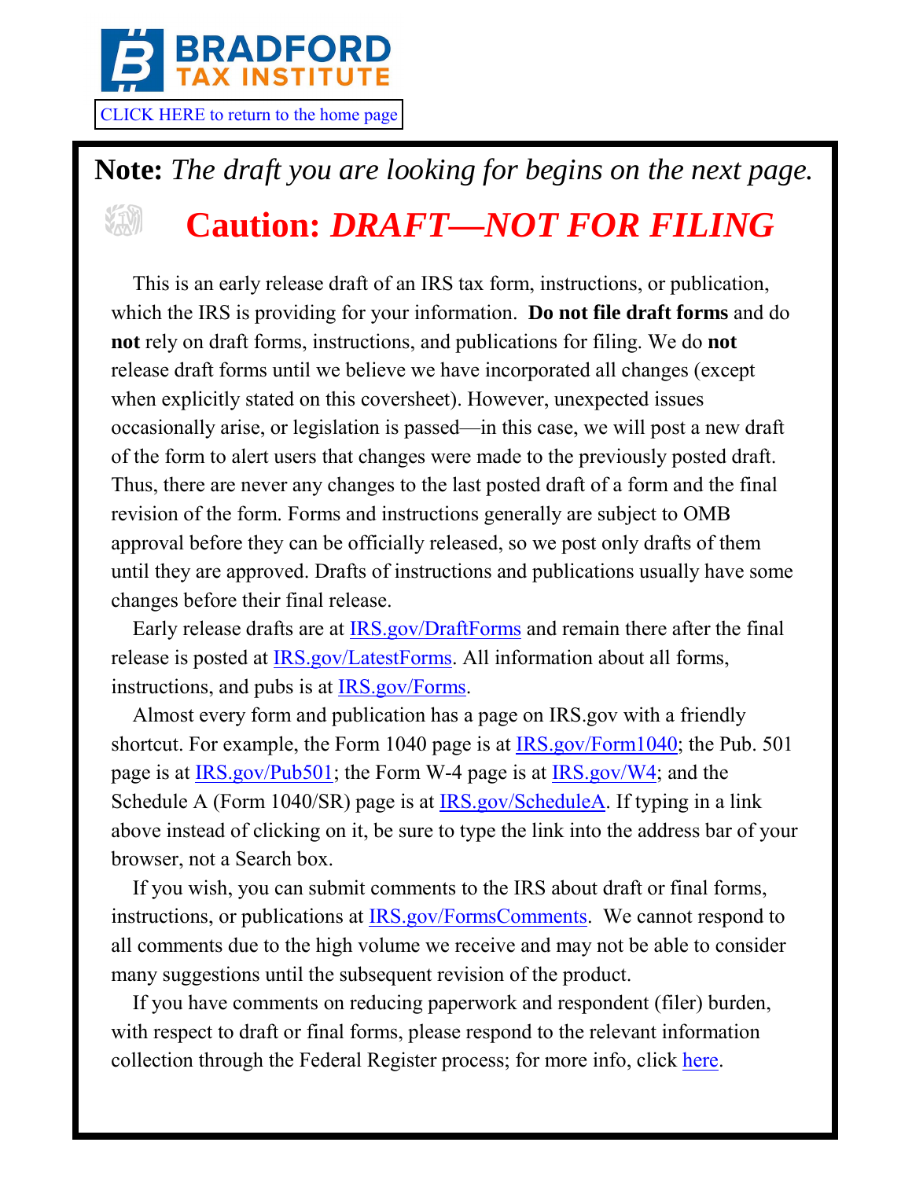**BRADFORD TAX INSTITUTE**

CLICK HERE to return to the home page

**Note:** *The draft you are looking for begins on the next page.*

# Caution: *DRAFT—NOT FOR FILING*

This is an early release draft of an IRS tax form, instructions, or publication, which the IRS is providing for your information. **Do not file draft forms** and do **not** rely on draft forms, instructions, and publications for filing. We do **not** release draft forms until we believe we have incorporated all changes (except when explicitly stated on this coversheet). However, unexpected issues occasionally arise, or legislation is passed—in this case, we will post a new draft of the form to alert users that changes were made to the previously posted draft. Thus, there are never any changes to the last posted draft of a form and the final revision of the form. Forms and instructions generally are subject to OMB approval before they can be officially released, so we post only drafts of them until they are approved. Drafts of instructions and publications usually have some changes before their final release.

Early release drafts are at IRS.gov/DraftForms and remain there after the final release is posted at IRS.gov/LatestForms. All information about all forms, instructions, and pubs is at IRS.gov/Forms.

Almost every form and publication has a page on IRS.gov with a friendly shortcut. For example, the Form 1040 page is at IRS.gov/Form1040; the Pub. 501 page is at IRS.gov/Pub501; the Form W-4 page is at IRS.gov/W4; and the Schedule A (Form 1040/SR) page is at IRS.gov/ScheduleA. If typing in a link above instead of clicking on it, be sure to type the link into the address bar of your browser, not a Search box.

If you wish, you can submit comments to the IRS about draft or final forms, instructions, or publications at IRS.gov/FormsComments. We cannot respond to all comments due to the high volume we receive and may not be able to consider many suggestions until the subsequent revision of the product.

If you have comments on reducing paperwork and respondent (filer) burden, with respect to draft or final forms, please respond to the relevant information collection through the Federal Register process; for more info, click here.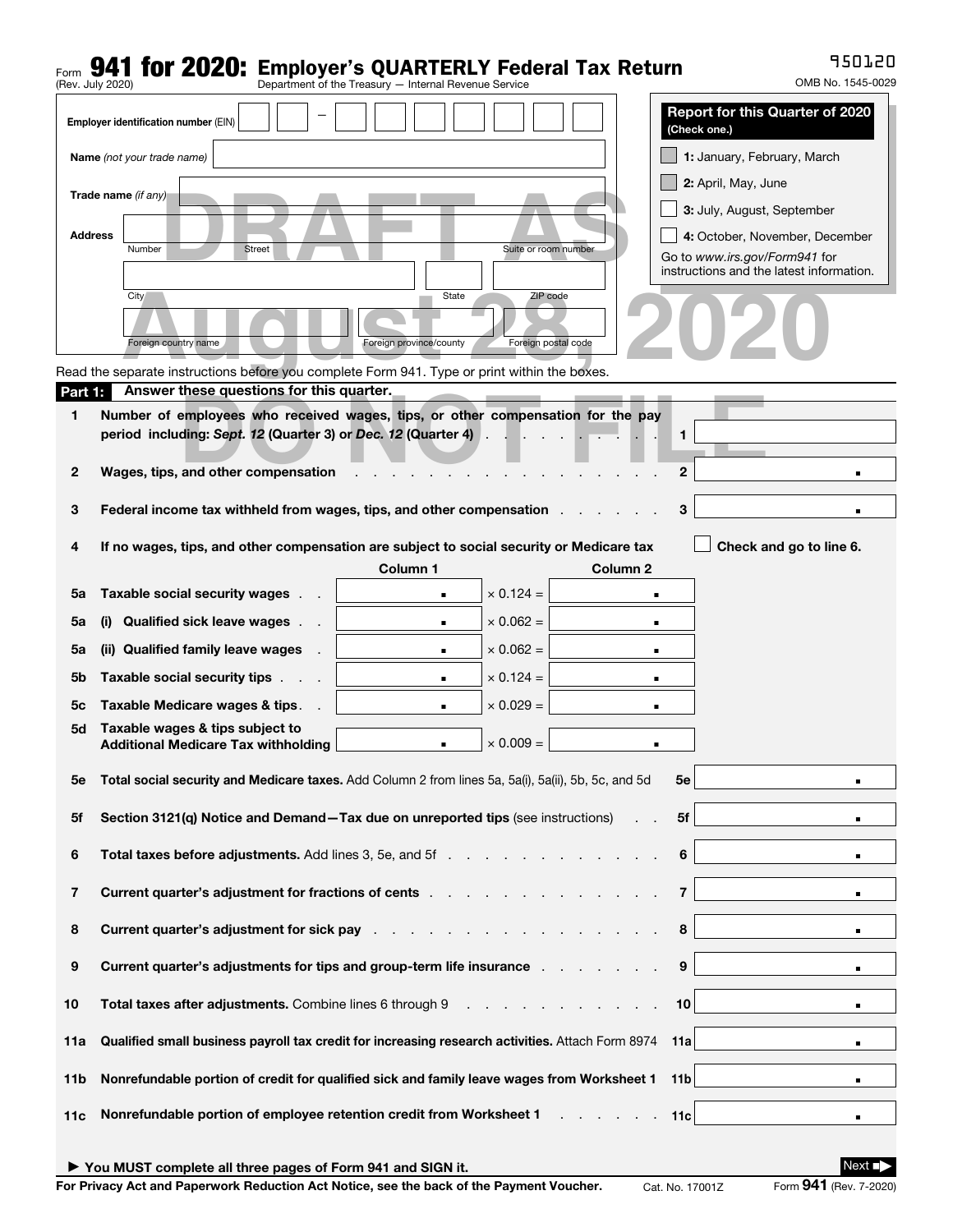Form **941 for 2020:** **Employer's QUARTERLY Federal Tax Return**
(Rev. July 2020) Department of the Treasury — Internal Revenue Service

950120

OMB No. 1545-0029

DRAFT AS August 28, 2020 DO NOT FILE

**Employer identification number** (EIN) ☐☐ – ☐☐☐☐☐☐☐

**Name** *(not your trade name)*

**Trade name** *(if any)*

**Address**
Number Street Suite or room number
City State ZIP code
Foreign country name Foreign province/county Foreign postal code

**Report for this Quarter of 2020**
**(Check one.)**

☐ **1:** January, February, March
☐ **2:** April, May, June
☐ **3:** July, August, September
☐ **4:** October, November, December

Go to *www.irs.gov/Form941* for instructions and the latest information.

Read the separate instructions before you complete Form 941. Type or print within the boxes.

**Part 1: Answer these questions for this quarter.**

| | | | | | |
|---|---|---|---|---|---|
| **1** | **Number of employees who received wages, tips, or other compensation for the pay period including:** ***Sept. 12*** **(Quarter 3) or** ***Dec. 12*** **(Quarter 4)** | | | | 1 |
| **2** | **Wages, tips, and other compensation** | | | | 2 . |
| **3** | **Federal income tax withheld from wages, tips, and other compensation** | | | | 3 . |
| **4** | **If no wages, tips, and other compensation are subject to social security or Medicare tax** | | | | ☐ **Check and go to line 6.** |
| | | **Column 1** | | **Column 2** | |
| **5a** | **Taxable social security wages** | . | × 0.124 = | . | |
| **5a** | **(i) Qualified sick leave wages** | . | × 0.062 = | . | |
| **5a** | **(ii) Qualified family leave wages** | . | × 0.062 = | . | |
| **5b** | **Taxable social security tips** | . | × 0.124 = | . | |
| **5c** | **Taxable Medicare wages & tips** | . | × 0.029 = | . | |
| **5d** | **Taxable wages & tips subject to Additional Medicare Tax withholding** | . | × 0.009 = | . | |
| **5e** | **Total social security and Medicare taxes.** Add Column 2 from lines 5a, 5a(i), 5a(ii), 5b, 5c, and 5d | | | | 5e . |
| **5f** | **Section 3121(q) Notice and Demand—Tax due on unreported tips** (see instructions) | | | | 5f . |
| **6** | **Total taxes before adjustments.** Add lines 3, 5e, and 5f | | | | 6 . |
| **7** | **Current quarter's adjustment for fractions of cents** | | | | 7 . |
| **8** | **Current quarter's adjustment for sick pay** | | | | 8 . |
| **9** | **Current quarter's adjustments for tips and group-term life insurance** | | | | 9 . |
| **10** | **Total taxes after adjustments.** Combine lines 6 through 9 | | | | 10 . |
| **11a** | **Qualified small business payroll tax credit for increasing research activities.** Attach Form 8974 | | | | 11a . |
| **11b** | **Nonrefundable portion of credit for qualified sick and family leave wages from Worksheet 1** | | | | 11b . |
| **11c** | **Nonrefundable portion of employee retention credit from Worksheet 1** | | | | 11c . |

► **You MUST complete all three pages of Form 941 and SIGN it.**

Next ►

**For Privacy Act and Paperwork Reduction Act Notice, see the back of the Payment Voucher.** Cat. No. 17001Z Form **941** (Rev. 7-2020)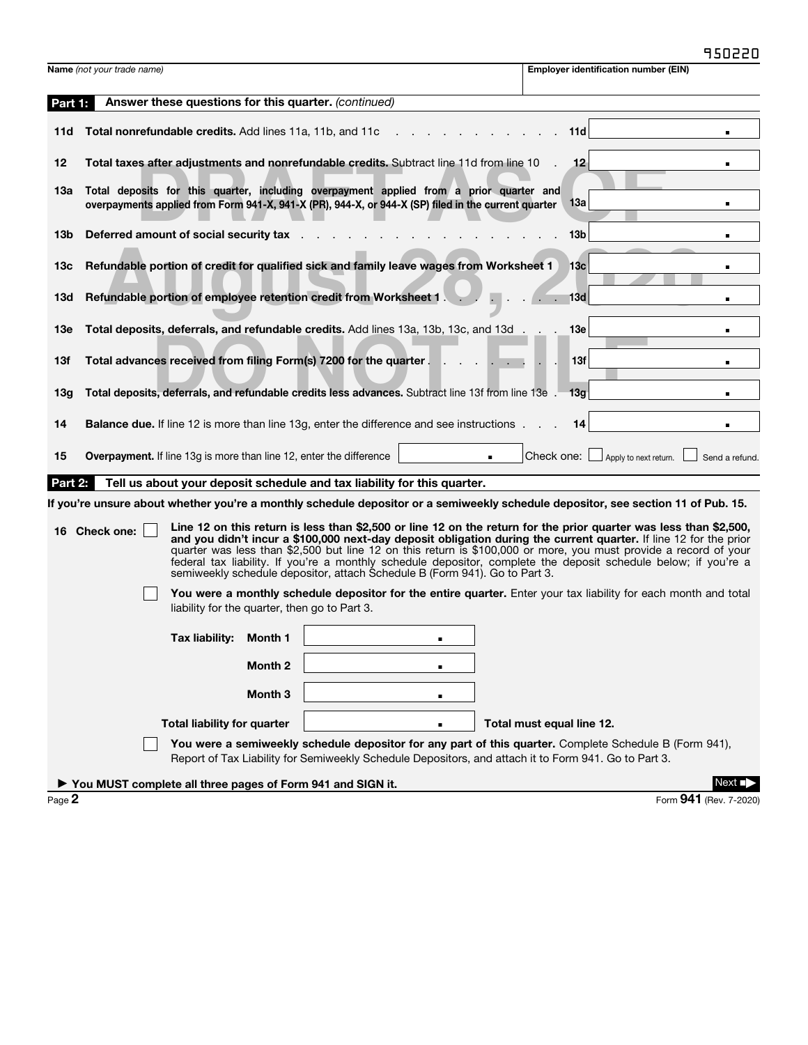950220

| Name *(not your trade name)* | Employer identification number (EIN) |
| --- | --- |
| | |

**Part 1: Answer these questions for this quarter.** *(continued)*

| | | | |
| --- | --- | --- | --- |
| **11d** | **Total nonrefundable credits.** Add lines 11a, 11b, and 11c | **11d** | . |
| **12** | **Total taxes after adjustments and nonrefundable credits.** Subtract line 11d from line 10 | **12** | . |
| **13a** | **Total deposits for this quarter, including overpayment applied from a prior quarter and overpayments applied from Form 941-X, 941-X (PR), 944-X, or 944-X (SP) filed in the current quarter** | **13a** | . |
| **13b** | **Deferred amount of social security tax** | **13b** | . |
| **13c** | **Refundable portion of credit for qualified sick and family leave wages from Worksheet 1** | **13c** | . |
| **13d** | **Refundable portion of employee retention credit from Worksheet 1** | **13d** | . |
| **13e** | **Total deposits, deferrals, and refundable credits.** Add lines 13a, 13b, 13c, and 13d | **13e** | . |
| **13f** | **Total advances received from filing Form(s) 7200 for the quarter** | **13f** | . |
| **13g** | **Total deposits, deferrals, and refundable credits less advances.** Subtract line 13f from line 13e | **13g** | . |
| **14** | **Balance due.** If line 12 is more than line 13g, enter the difference and see instructions | **14** | . |

**15** **Overpayment.** If line 13g is more than line 12, enter the difference [ . ] Check one: ☐ Apply to next return. ☐ Send a refund.

**Part 2: Tell us about your deposit schedule and tax liability for this quarter.**

**If you're unsure about whether you're a monthly schedule depositor or a semiweekly schedule depositor, see section 11 of Pub. 15.**

**16 Check one:**

☐ **Line 12 on this return is less than $2,500 or line 12 on the return for the prior quarter was less than $2,500, and you didn't incur a $100,000 next-day deposit obligation during the current quarter.** If line 12 for the prior quarter was less than $2,500 but line 12 on this return is $100,000 or more, you must provide a record of your federal tax liability. If you're a monthly schedule depositor, complete the deposit schedule below; if you're a semiweekly schedule depositor, attach Schedule B (Form 941). Go to Part 3.

☐ **You were a monthly schedule depositor for the entire quarter.** Enter your tax liability for each month and total liability for the quarter, then go to Part 3.

| | | |
| --- | --- | --- |
| **Tax liability:** | **Month 1** | . |
| | **Month 2** | . |
| | **Month 3** | . |
| **Total liability for quarter** | | . **Total must equal line 12.** |

☐ **You were a semiweekly schedule depositor for any part of this quarter.** Complete Schedule B (Form 941), Report of Tax Liability for Semiweekly Schedule Depositors, and attach it to Form 941. Go to Part 3.

► **You MUST complete all three pages of Form 941 and SIGN it.**

Next ■▶

Form **941** (Rev. 7-2020)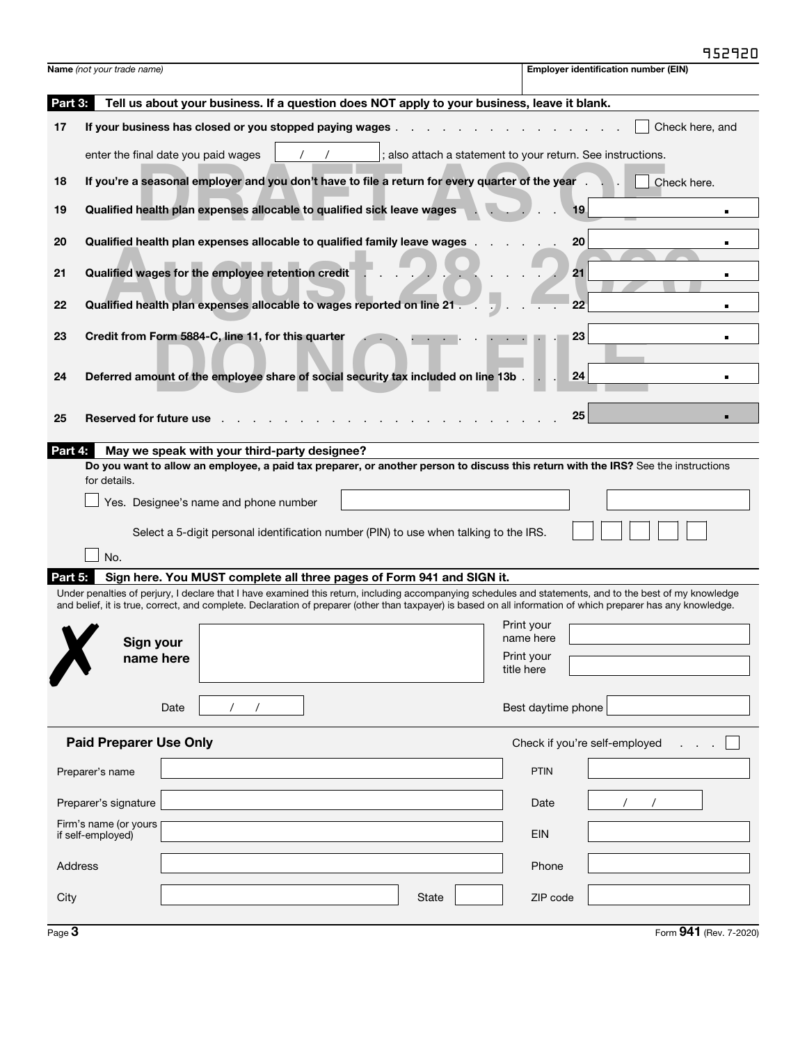952920

**Name** *(not your trade name)* | **Employer identification number (EIN)**

**Part 3: Tell us about your business. If a question does NOT apply to your business, leave it blank.**

**17** **If your business has closed or you stopped paying wages** . . . . . . . . . . . . . . . . ☐ Check here, and

enter the final date you paid wages [ / / ] ; also attach a statement to your return. See instructions.

**18** **If you're a seasonal employer and you don't have to file a return for every quarter of the year** . . . ☐ Check here.

**19** **Qualified health plan expenses allocable to qualified sick leave wages** . . . . . . . **19** [ . ]

**20** **Qualified health plan expenses allocable to qualified family leave wages** . . . . . . . **20** [ . ]

**21** **Qualified wages for the employee retention credit** . . . . . . . . . . . . . **21** [ . ]

**22** **Qualified health plan expenses allocable to wages reported on line 21** . . . . . . . **22** [ . ]

**23** **Credit from Form 5884-C, line 11, for this quarter** . . . . . . . . . . . . . **23** [ . ]

**24** **Deferred amount of the employee share of social security tax included on line 13b** . . . **24** [ . ]

**25** **Reserved for future use** . . . . . . . . . . . . . . . . . . . . . . . . **25** [ . ]

DRAFT AS OF August 28, 2020 DO NOT FILE

**Part 4: May we speak with your third-party designee?**

**Do you want to allow an employee, a paid tax preparer, or another person to discuss this return with the IRS?** See the instructions for details.

☐ Yes. Designee's name and phone number [ ] [ ]

Select a 5-digit personal identification number (PIN) to use when talking to the IRS. [ ][ ][ ][ ][ ]

☐ No.

**Part 5: Sign here. You MUST complete all three pages of Form 941 and SIGN it.**

Under penalties of perjury, I declare that I have examined this return, including accompanying schedules and statements, and to the best of my knowledge and belief, it is true, correct, and complete. Declaration of preparer (other than taxpayer) is based on all information of which preparer has any knowledge.

✗ **Sign your name here** [ ]

Print your name here [ ]

Print your title here [ ]

Date [ / / ]

Best daytime phone [ ]

**Paid Preparer Use Only**

Check if you're self-employed . . . ☐

| | | | |
|---|---|---|---|
| Preparer's name | | PTIN | |
| Preparer's signature | | Date | / / |
| Firm's name (or yours if self-employed) | | EIN | |
| Address | | Phone | |
| City | State | ZIP code | |

Form **941** (Rev. 7-2020)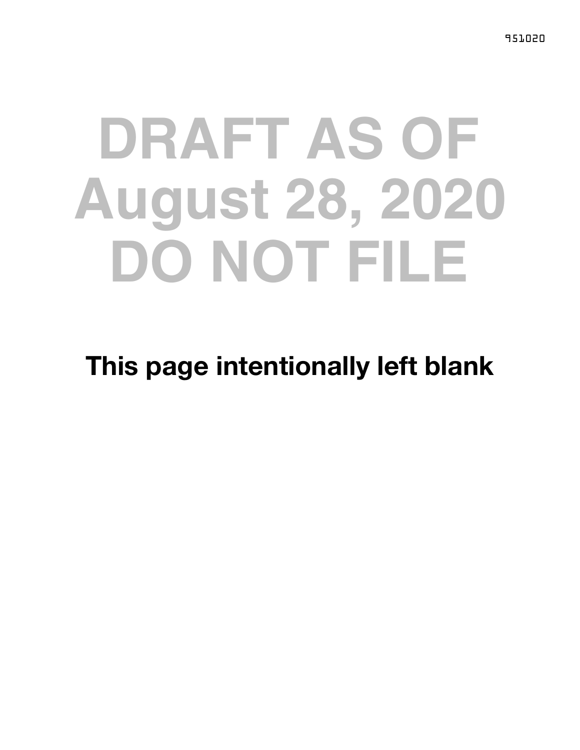# DRAFT AS OF August 28, 2020 DO NOT FILE

**This page intentionally left blank**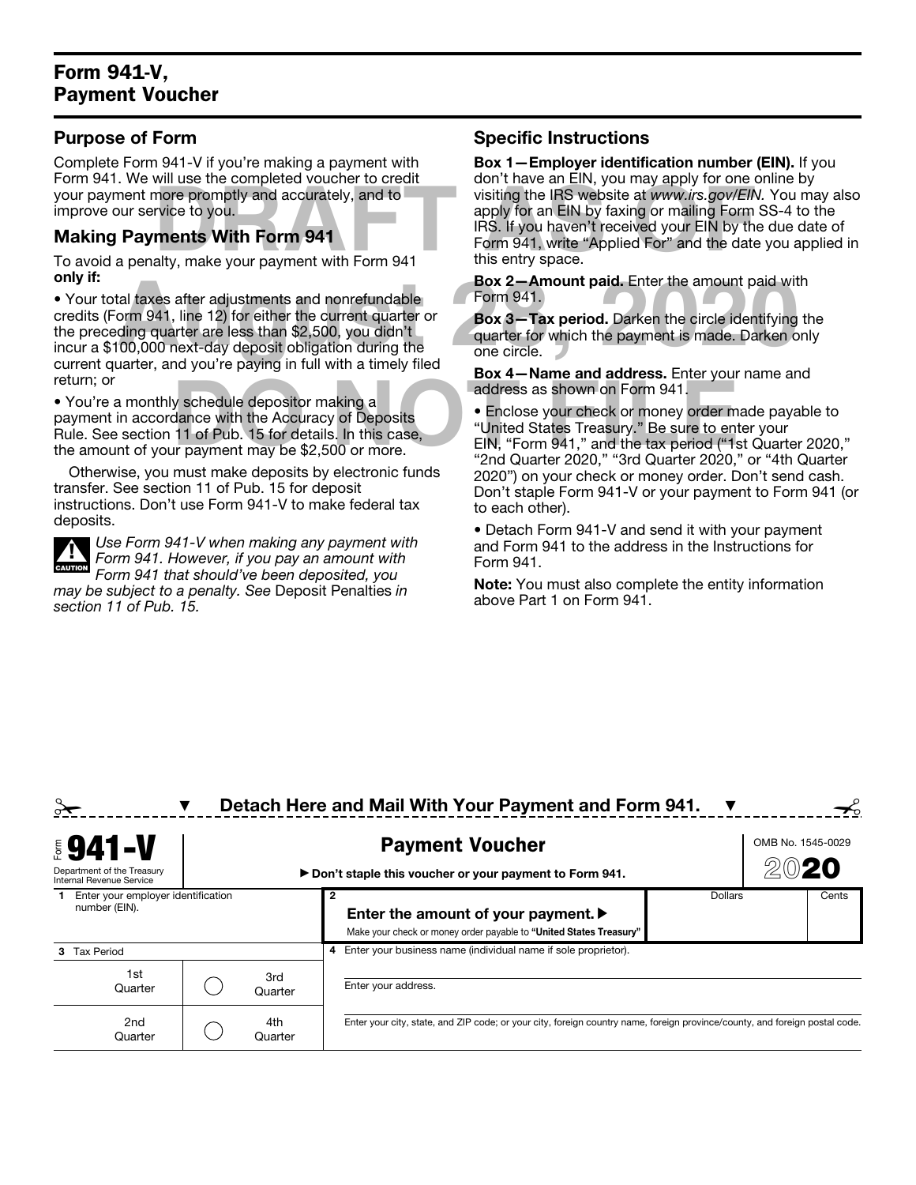# Form 941-V, Payment Voucher

## Purpose of Form

Complete Form 941-V if you're making a payment with Form 941. We will use the completed voucher to credit your payment more promptly and accurately, and to improve our service to you.

## Making Payments With Form 941

To avoid a penalty, make your payment with Form 941 **only if:**

- Your total taxes after adjustments and nonrefundable credits (Form 941, line 12) for either the current quarter or the preceding quarter are less than $2,500, you didn't incur a $100,000 next-day deposit obligation during the current quarter, and you're paying in full with a timely filed return; or
- You're a monthly schedule depositor making a payment in accordance with the Accuracy of Deposits Rule. See section 11 of Pub. 15 for details. In this case, the amount of your payment may be $2,500 or more.

Otherwise, you must make deposits by electronic funds transfer. See section 11 of Pub. 15 for deposit instructions. Don't use Form 941-V to make federal tax deposits.

**CAUTION** *Use Form 941-V when making any payment with Form 941. However, if you pay an amount with Form 941 that should've been deposited, you may be subject to a penalty. See* Deposit Penalties *in section 11 of Pub. 15.*

## Specific Instructions

**Box 1—Employer identification number (EIN).** If you don't have an EIN, you may apply for one online by visiting the IRS website at *www.irs.gov/EIN.* You may also apply for an EIN by faxing or mailing Form SS-4 to the IRS. If you haven't received your EIN by the due date of Form 941, write "Applied For" and the date you applied in this entry space.

**Box 2—Amount paid.** Enter the amount paid with Form 941.

**Box 3—Tax period.** Darken the circle identifying the quarter for which the payment is made. Darken only one circle.

**Box 4—Name and address.** Enter your name and address as shown on Form 941.

- Enclose your check or money order made payable to "United States Treasury." Be sure to enter your EIN, "Form 941," and the tax period ("1st Quarter 2020," "2nd Quarter 2020," "3rd Quarter 2020," or "4th Quarter 2020") on your check or money order. Don't send cash. Don't staple Form 941-V or your payment to Form 941 (or to each other).
- Detach Form 941-V and send it with your payment and Form 941 to the address in the Instructions for Form 941.

**Note:** You must also complete the entity information above Part 1 on Form 941.

▼ **Detach Here and Mail With Your Payment and Form 941.** ▼

| Form **941-V** Department of the Treasury Internal Revenue Service | | **Payment Voucher** ▶ Don't staple this voucher or your payment to Form 941. | | OMB No. 1545-0029 **2020** |
|---|---|---|---|---|
| **1** Enter your employer identification number (EIN). | | **2** **Enter the amount of your payment.** ▶ Make your check or money order payable to **"United States Treasury"** | Dollars | Cents |
| **3** Tax Period | | **4** Enter your business name (individual name if sole proprietor). | | |
| ◯ 1st Quarter | ◯ 3rd Quarter | Enter your address. | | |
| ◯ 2nd Quarter | ◯ 4th Quarter | Enter your city, state, and ZIP code; or your city, foreign country name, foreign province/county, and foreign postal code. | | |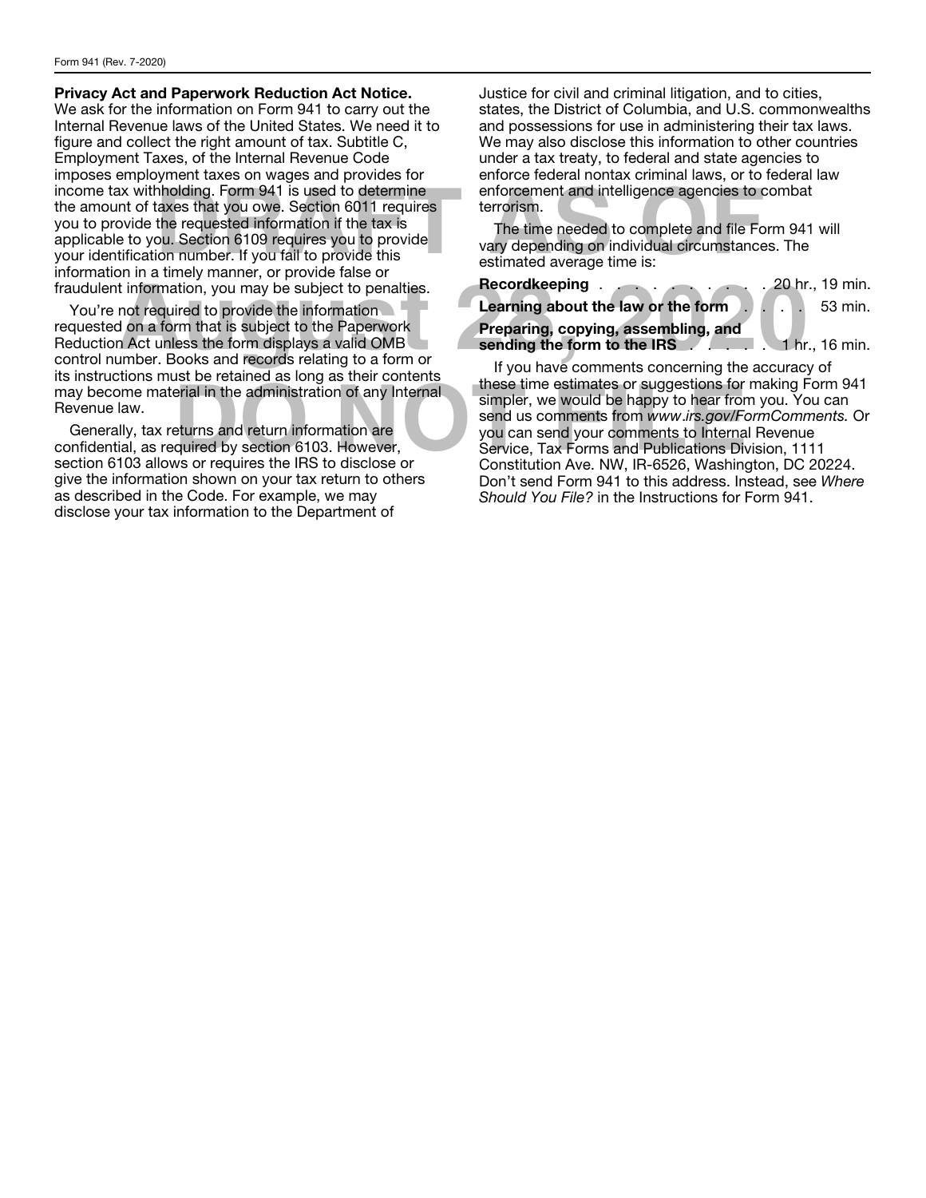**Privacy Act and Paperwork Reduction Act Notice.** We ask for the information on Form 941 to carry out the Internal Revenue laws of the United States. We need it to figure and collect the right amount of tax. Subtitle C, Employment Taxes, of the Internal Revenue Code imposes employment taxes on wages and provides for income tax withholding. Form 941 is used to determine the amount of taxes that you owe. Section 6011 requires you to provide the requested information if the tax is applicable to you. Section 6109 requires you to provide your identification number. If you fail to provide this information in a timely manner, or provide false or fraudulent information, you may be subject to penalties.

You're not required to provide the information requested on a form that is subject to the Paperwork Reduction Act unless the form displays a valid OMB control number. Books and records relating to a form or its instructions must be retained as long as their contents may become material in the administration of any Internal Revenue law.

Generally, tax returns and return information are confidential, as required by section 6103. However, section 6103 allows or requires the IRS to disclose or give the information shown on your tax return to others as described in the Code. For example, we may disclose your tax information to the Department of Justice for civil and criminal litigation, and to cities, states, the District of Columbia, and U.S. commonwealths and possessions for use in administering their tax laws. We may also disclose this information to other countries under a tax treaty, to federal and state agencies to enforce federal nontax criminal laws, or to federal law enforcement and intelligence agencies to combat terrorism.

The time needed to complete and file Form 941 will vary depending on individual circumstances. The estimated average time is:

**Recordkeeping** . . . . . . . . . . 20 hr., 19 min.
**Learning about the law or the form** . . . . 53 min.
**Preparing, copying, assembling, and sending the form to the IRS** . . . . . 1 hr., 16 min.

If you have comments concerning the accuracy of these time estimates or suggestions for making Form 941 simpler, we would be happy to hear from you. You can send us comments from *www.irs.gov/FormComments.* Or you can send your comments to Internal Revenue Service, Tax Forms and Publications Division, 1111 Constitution Ave. NW, IR-6526, Washington, DC 20224. Don't send Form 941 to this address. Instead, see *Where Should You File?* in the Instructions for Form 941.

DRAFT AS OF August 28, 2020 DO NOT FILE